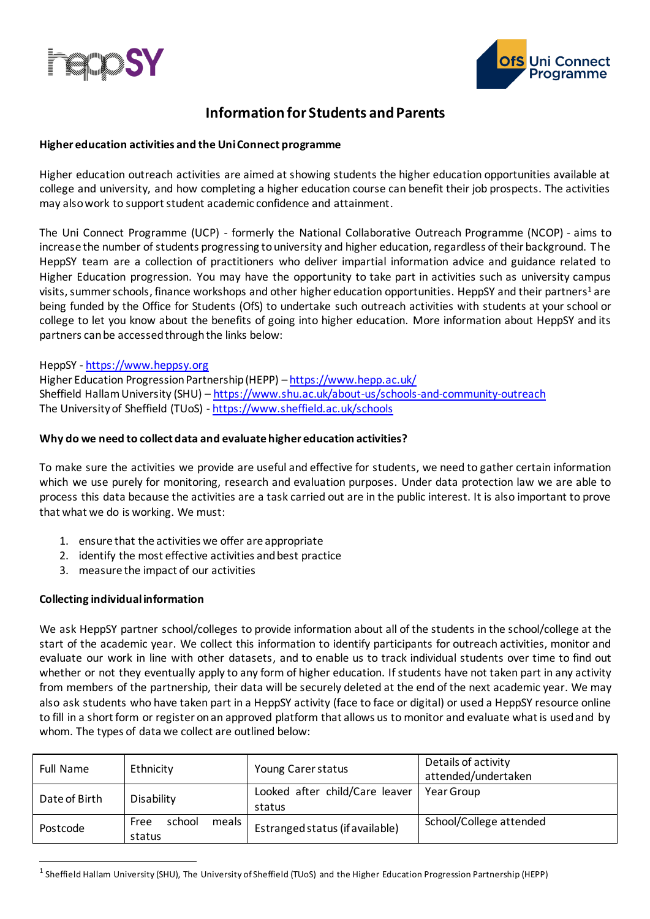# Information for Students and Parents

**Higher education activities and the Uni Connect programme**

Higher education outreach activities are aimed at showing students the higher education opportunities available at college and university, and how completing a higher education course can benefit their job prospects. The activities may also work to support student academic confidence and attainment.

The Uni Connect Programme (UCP) - formerly the National Collaborative Outreach Programme (NCOP) - aims to increase the number of students progressing to university and higher education, regardless of their background. The HeppSY team are a collection of practitioners who deliver impartial information advice and guidance related to Higher Education progression. You may have the opportunity to take part in activities such as university campus visits, summer schools, finance workshops and other higher education opportunities. HeppSY and their partners[1] are being funded by the Office for Students (OfS) to undertake such outreach activities with students at your school or college to let you know about the benefits of going into higher education. More information about HeppSY and its partners can be accessed through the links below:

HeppSY - https://www.heppsy.org
Higher Education Progression Partnership (HEPP) – https://www.hepp.ac.uk/
Sheffield Hallam University (SHU) – https://www.shu.ac.uk/about-us/schools-and-community-outreach
The University of Sheffield (TUoS) - https://www.sheffield.ac.uk/schools

**Why do we need to collect data and evaluate higher education activities?**

To make sure the activities we provide are useful and effective for students, we need to gather certain information which we use purely for monitoring, research and evaluation purposes. Under data protection law we are able to process this data because the activities are a task carried out are in the public interest. It is also important to prove that what we do is working. We must:

1. ensure that the activities we offer are appropriate
2. identify the most effective activities and best practice
3. measure the impact of our activities

**Collecting individual information**

We ask HeppSY partner school/colleges to provide information about all of the students in the school/college at the start of the academic year. We collect this information to identify participants for outreach activities, monitor and evaluate our work in line with other datasets, and to enable us to track individual students over time to find out whether or not they eventually apply to any form of higher education. If students have not taken part in any activity from members of the partnership, their data will be securely deleted at the end of the next academic year. We may also ask students who have taken part in a HeppSY activity (face to face or digital) or used a HeppSY resource online to fill in a short form or register on an approved platform that allows us to monitor and evaluate what is used and by whom. The types of data we collect are outlined below:

| Full Name | Ethnicity | Young Carer status | Details of activity attended/undertaken |
|---|---|---|---|
| Date of Birth | Disability | Looked after child/Care leaver status | Year Group |
| Postcode | Free school meals status | Estranged status (if available) | School/College attended |

[1] Sheffield Hallam University (SHU), The University of Sheffield (TUoS) and the Higher Education Progression Partnership (HEPP)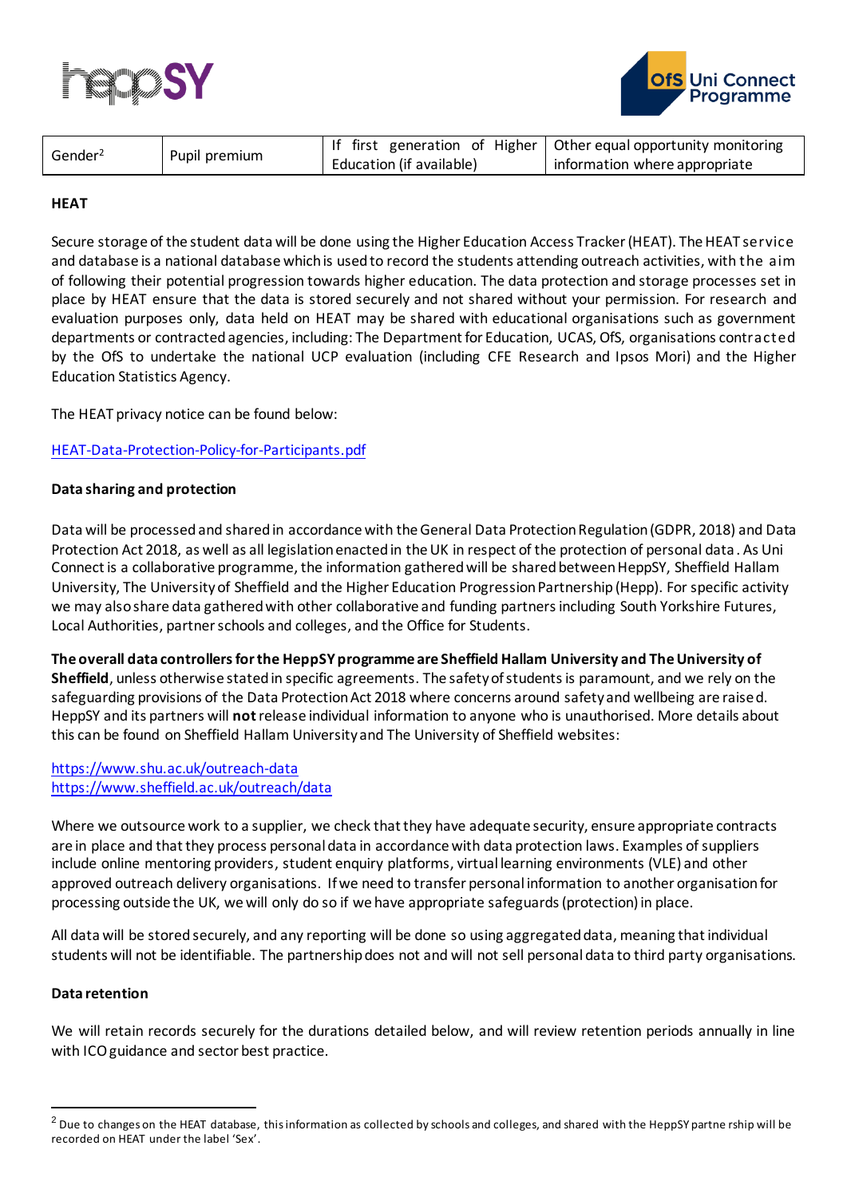| Gender[2] | Pupil premium | If first generation of Higher Education (if available) | Other equal opportunity monitoring information where appropriate |
|---|---|---|---|

**HEAT**

Secure storage of the student data will be done using the Higher Education Access Tracker (HEAT). The HEAT service and database is a national database which is used to record the students attending outreach activities, with the aim of following their potential progression towards higher education. The data protection and storage processes set in place by HEAT ensure that the data is stored securely and not shared without your permission. For research and evaluation purposes only, data held on HEAT may be shared with educational organisations such as government departments or contracted agencies, including: The Department for Education, UCAS, OfS, organisations contracted by the OfS to undertake the national UCP evaluation (including CFE Research and Ipsos Mori) and the Higher Education Statistics Agency.

The HEAT privacy notice can be found below:

HEAT-Data-Protection-Policy-for-Participants.pdf

**Data sharing and protection**

Data will be processed and shared in accordance with the General Data Protection Regulation (GDPR, 2018) and Data Protection Act 2018, as well as all legislation enacted in the UK in respect of the protection of personal data. As Uni Connect is a collaborative programme, the information gathered will be shared between HeppSY, Sheffield Hallam University, The University of Sheffield and the Higher Education Progression Partnership (Hepp). For specific activity we may also share data gathered with other collaborative and funding partners including South Yorkshire Futures, Local Authorities, partner schools and colleges, and the Office for Students.

**The overall data controllers for the HeppSY programme are Sheffield Hallam University and The University of Sheffield**, unless otherwise stated in specific agreements. The safety of students is paramount, and we rely on the safeguarding provisions of the Data Protection Act 2018 where concerns around safety and wellbeing are raised. HeppSY and its partners will **not** release individual information to anyone who is unauthorised. More details about this can be found on Sheffield Hallam University and The University of Sheffield websites:

https://www.shu.ac.uk/outreach-data
https://www.sheffield.ac.uk/outreach/data

Where we outsource work to a supplier, we check that they have adequate security, ensure appropriate contracts are in place and that they process personal data in accordance with data protection laws. Examples of suppliers include online mentoring providers, student enquiry platforms, virtual learning environments (VLE) and other approved outreach delivery organisations. If we need to transfer personal information to another organisation for processing outside the UK, we will only do so if we have appropriate safeguards (protection) in place.

All data will be stored securely, and any reporting will be done so using aggregated data, meaning that individual students will not be identifiable. The partnership does not and will not sell personal data to third party organisations.

**Data retention**

We will retain records securely for the durations detailed below, and will review retention periods annually in line with ICO guidance and sector best practice.

[2] Due to changes on the HEAT database, this information as collected by schools and colleges, and shared with the HeppSY partnership will be recorded on HEAT under the label 'Sex'.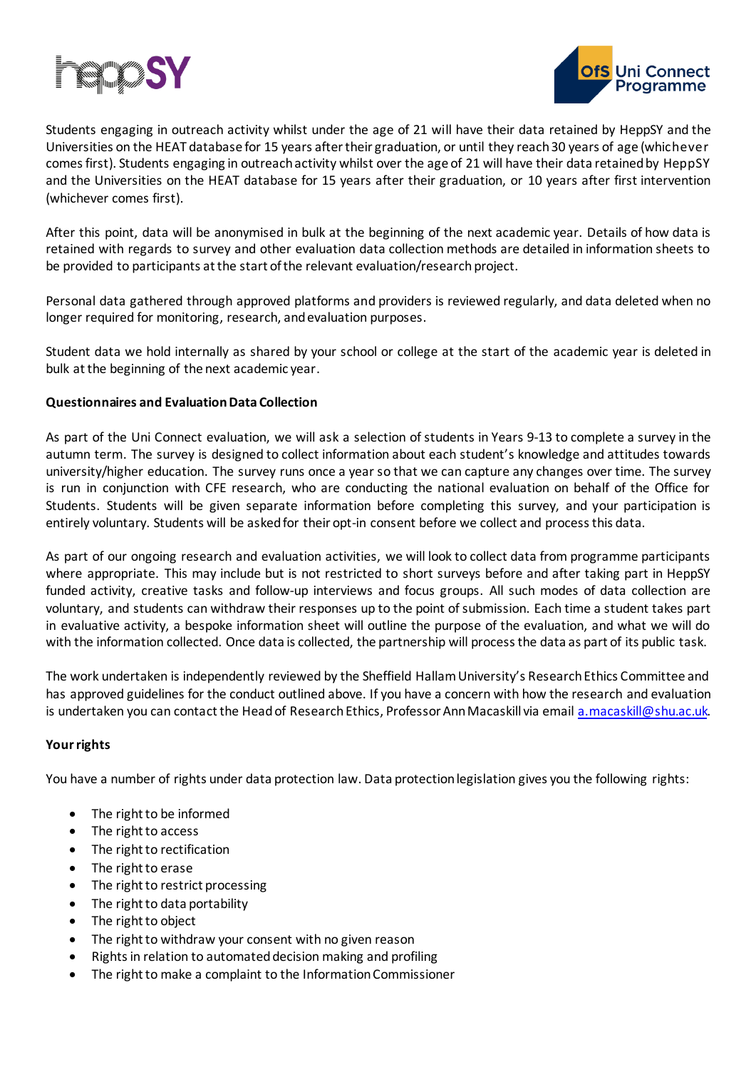Students engaging in outreach activity whilst under the age of 21 will have their data retained by HeppSY and the Universities on the HEAT database for 15 years after their graduation, or until they reach 30 years of age (whichever comes first). Students engaging in outreach activity whilst over the age of 21 will have their data retained by HeppSY and the Universities on the HEAT database for 15 years after their graduation, or 10 years after first intervention (whichever comes first).

After this point, data will be anonymised in bulk at the beginning of the next academic year. Details of how data is retained with regards to survey and other evaluation data collection methods are detailed in information sheets to be provided to participants at the start of the relevant evaluation/research project.

Personal data gathered through approved platforms and providers is reviewed regularly, and data deleted when no longer required for monitoring, research, and evaluation purposes.

Student data we hold internally as shared by your school or college at the start of the academic year is deleted in bulk at the beginning of the next academic year.

**Questionnaires and Evaluation Data Collection**

As part of the Uni Connect evaluation, we will ask a selection of students in Years 9-13 to complete a survey in the autumn term. The survey is designed to collect information about each student's knowledge and attitudes towards university/higher education. The survey runs once a year so that we can capture any changes over time. The survey is run in conjunction with CFE research, who are conducting the national evaluation on behalf of the Office for Students. Students will be given separate information before completing this survey, and your participation is entirely voluntary. Students will be asked for their opt-in consent before we collect and process this data.

As part of our ongoing research and evaluation activities, we will look to collect data from programme participants where appropriate. This may include but is not restricted to short surveys before and after taking part in HeppSY funded activity, creative tasks and follow-up interviews and focus groups. All such modes of data collection are voluntary, and students can withdraw their responses up to the point of submission. Each time a student takes part in evaluative activity, a bespoke information sheet will outline the purpose of the evaluation, and what we will do with the information collected. Once data is collected, the partnership will process the data as part of its public task.

The work undertaken is independently reviewed by the Sheffield Hallam University's Research Ethics Committee and has approved guidelines for the conduct outlined above. If you have a concern with how the research and evaluation is undertaken you can contact the Head of Research Ethics, Professor Ann Macaskill via email a.macaskill@shu.ac.uk.

**Your rights**

You have a number of rights under data protection law. Data protection legislation gives you the following rights:

- The right to be informed
- The right to access
- The right to rectification
- The right to erase
- The right to restrict processing
- The right to data portability
- The right to object
- The right to withdraw your consent with no given reason
- Rights in relation to automated decision making and profiling
- The right to make a complaint to the Information Commissioner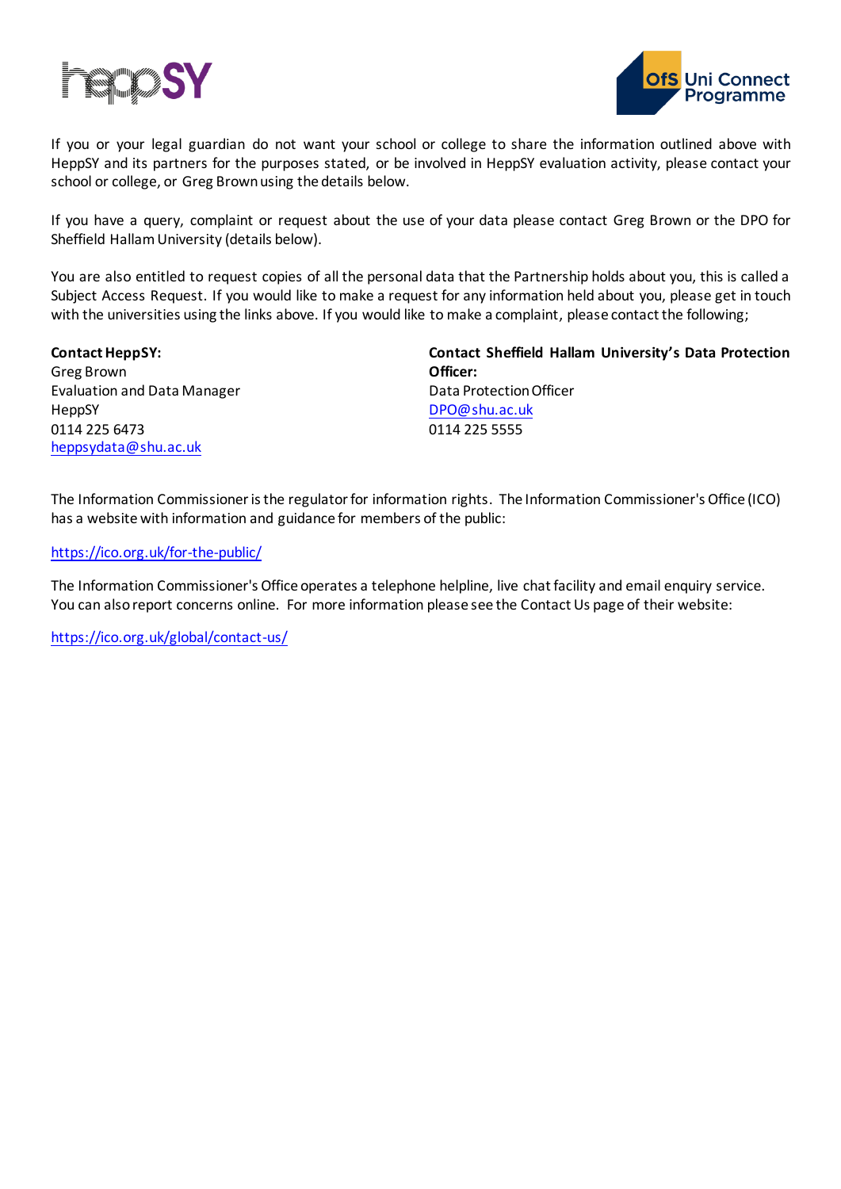If you or your legal guardian do not want your school or college to share the information outlined above with HeppSY and its partners for the purposes stated, or be involved in HeppSY evaluation activity, please contact your school or college, or Greg Brown using the details below.

If you have a query, complaint or request about the use of your data please contact Greg Brown or the DPO for Sheffield Hallam University (details below).

You are also entitled to request copies of all the personal data that the Partnership holds about you, this is called a Subject Access Request. If you would like to make a request for any information held about you, please get in touch with the universities using the links above. If you would like to make a complaint, please contact the following;

**Contact HeppSY:**
Greg Brown
Evaluation and Data Manager
HeppSY
0114 225 6473
heppsydata@shu.ac.uk

**Contact Sheffield Hallam University's Data Protection Officer:**
Data Protection Officer
DPO@shu.ac.uk
0114 225 5555

The Information Commissioner is the regulator for information rights. The Information Commissioner's Office (ICO) has a website with information and guidance for members of the public:

https://ico.org.uk/for-the-public/

The Information Commissioner's Office operates a telephone helpline, live chat facility and email enquiry service. You can also report concerns online. For more information please see the Contact Us page of their website:

https://ico.org.uk/global/contact-us/